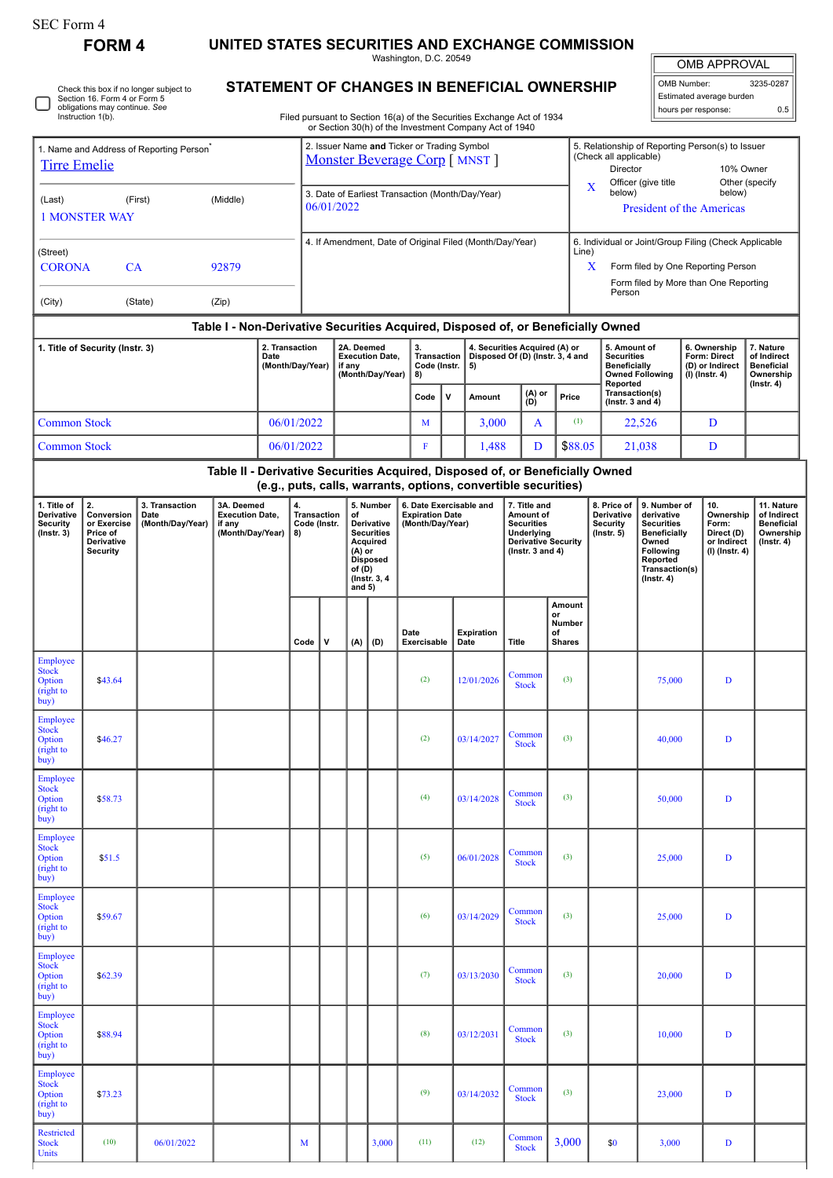SEC Form 4

# FORM 4

# UNITED STATES SECURITIES AND EXCHANGE COMMISSION

Washington, D.C. 20549

## STATEMENT OF CHANGES IN BENEFICIAL OWNERSHIP

Filed pursuant to Section 16(a) of the Securities Exchange Act of 1934 or Section 30(h) of the Investment Company Act of 1940

| OMB APPROVAL | |
|---|---|
| OMB Number: | 3235-0287 |
| Estimated average burden | |
| hours per response: | 0.5 |

☐ Check this box if no longer subject to Section 16. Form 4 or Form 5 obligations may continue. *See* Instruction 1(b).

| 1. Name and Address of Reporting Person* | 2. Issuer Name **and** Ticker or Trading Symbol | 5. Relationship of Reporting Person(s) to Issuer (Check all applicable) |
|---|---|---|
| Tirre Emelie | Monster Beverage Corp [ MNST ] | Director; 10% Owner; X Officer (give title below); Other (specify below) |
| (Last) (First) (Middle) | 3. Date of Earliest Transaction (Month/Day/Year) | President of the Americas |
| 1 MONSTER WAY | 06/01/2022 | |
| (Street) | 4. If Amendment, Date of Original Filed (Month/Day/Year) | 6. Individual or Joint/Group Filing (Check Applicable Line) |
| CORONA CA 92879 | | X Form filed by One Reporting Person |
| (City) (State) (Zip) | | Form filed by More than One Reporting Person |

### Table I - Non-Derivative Securities Acquired, Disposed of, or Beneficially Owned

| 1. Title of Security (Instr. 3) | 2. Transaction Date (Month/Day/Year) | 2A. Deemed Execution Date, if any (Month/Day/Year) | 3. Transaction Code (Instr. 8) | | 4. Securities Acquired (A) or Disposed Of (D) (Instr. 3, 4 and 5) | | | 5. Amount of Securities Beneficially Owned Following Reported Transaction(s) (Instr. 3 and 4) | 6. Ownership Form: Direct (D) or Indirect (I) (Instr. 4) | 7. Nature of Indirect Beneficial Ownership (Instr. 4) |
|---|---|---|---|---|---|---|---|---|---|---|
| | | | Code | V | Amount | (A) or (D) | Price | | | |
| Common Stock | 06/01/2022 | | M | | 3,000 | A | (1) | 22,526 | D | |
| Common Stock | 06/01/2022 | | F | | 1,488 | D | $88.05 | 21,038 | D | |

### Table II - Derivative Securities Acquired, Disposed of, or Beneficially Owned (e.g., puts, calls, warrants, options, convertible securities)

| 1. Title of Derivative Security (Instr. 3) | 2. Conversion or Exercise Price of Derivative Security | 3. Transaction Date (Month/Day/Year) | 3A. Deemed Execution Date, if any (Month/Day/Year) | 4. Transaction Code (Instr. 8) | | 5. Number of Derivative Securities Acquired (A) or Disposed of (D) (Instr. 3, 4 and 5) | | 6. Date Exercisable and Expiration Date (Month/Day/Year) | | 7. Title and Amount of Securities Underlying Derivative Security (Instr. 3 and 4) | | 8. Price of Derivative Security (Instr. 5) | 9. Number of derivative Securities Beneficially Owned Following Reported Transaction(s) (Instr. 4) | 10. Ownership Form: Direct (D) or Indirect (I) (Instr. 4) | 11. Nature of Indirect Beneficial Ownership (Instr. 4) |
|---|---|---|---|---|---|---|---|---|---|---|---|---|---|---|---|
| | | | | Code | V | (A) | (D) | Date Exercisable | Expiration Date | Title | Amount or Number of Shares | | | | |
| Employee Stock Option (right to buy) | $43.64 | | | | | | | (2) | 12/01/2026 | Common Stock | (3) | | 75,000 | D | |
| Employee Stock Option (right to buy) | $46.27 | | | | | | | (2) | 03/14/2027 | Common Stock | (3) | | 40,000 | D | |
| Employee Stock Option (right to buy) | $58.73 | | | | | | | (4) | 03/14/2028 | Common Stock | (3) | | 50,000 | D | |
| Employee Stock Option (right to buy) | $51.5 | | | | | | | (5) | 06/01/2028 | Common Stock | (3) | | 25,000 | D | |
| Employee Stock Option (right to buy) | $59.67 | | | | | | | (6) | 03/14/2029 | Common Stock | (3) | | 25,000 | D | |
| Employee Stock Option (right to buy) | $62.39 | | | | | | | (7) | 03/13/2030 | Common Stock | (3) | | 20,000 | D | |
| Employee Stock Option (right to buy) | $88.94 | | | | | | | (8) | 03/12/2031 | Common Stock | (3) | | 10,000 | D | |
| Employee Stock Option (right to buy) | $73.23 | | | | | | | (9) | 03/14/2032 | Common Stock | (3) | | 23,000 | D | |
| Restricted Stock Units | (10) | 06/01/2022 | | M | | | 3,000 | (11) | (12) | Common Stock | 3,000 | $0 | 3,000 | D | |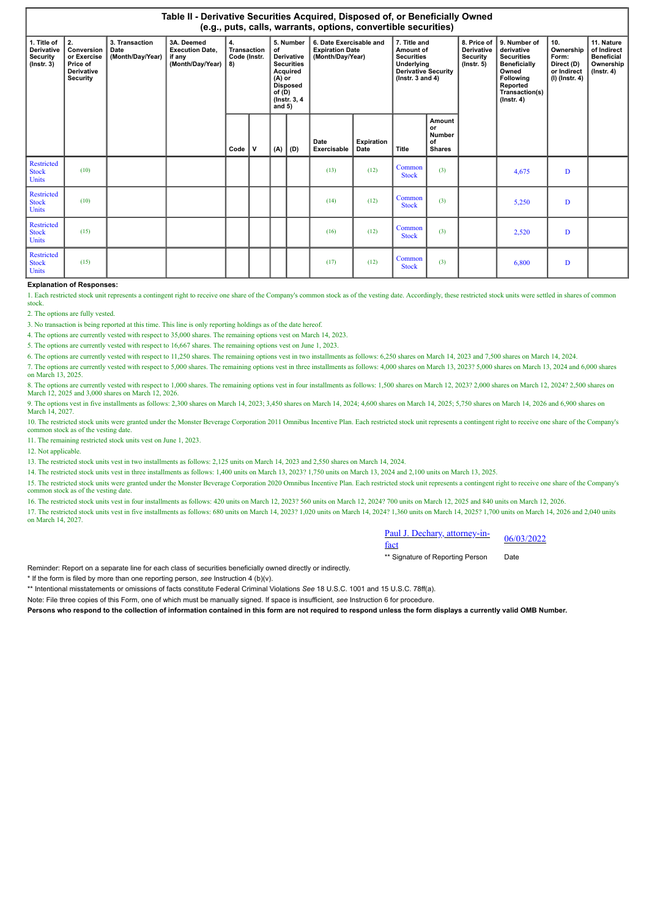## Table II - Derivative Securities Acquired, Disposed of, or Beneficially Owned (e.g., puts, calls, warrants, options, convertible securities)

| 1. Title of Derivative Security (Instr. 3) | 2. Conversion or Exercise Price of Derivative Security | 3. Transaction Date (Month/Day/Year) | 3A. Deemed Execution Date, if any (Month/Day/Year) | 4. Transaction Code (Instr. 8) | | 5. Number of Derivative Securities Acquired (A) or Disposed of (D) (Instr. 3, 4 and 5) | | 6. Date Exercisable and Expiration Date (Month/Day/Year) | | 7. Title and Amount of Securities Underlying Derivative Security (Instr. 3 and 4) | | 8. Price of Derivative Security (Instr. 5) | 9. Number of derivative Securities Beneficially Owned Following Reported Transaction(s) (Instr. 4) | 10. Ownership Form: Direct (D) or Indirect (I) (Instr. 4) | 11. Nature of Indirect Beneficial Ownership (Instr. 4) |
|---|---|---|---|---|---|---|---|---|---|---|---|---|---|---|---|
| | | | | Code | V | (A) | (D) | Date Exercisable | Expiration Date | Title | Amount or Number of Shares | | | | |
| Restricted Stock Units | (10) | | | | | | | (13) | (12) | Common Stock | (3) | | 4,675 | D | |
| Restricted Stock Units | (10) | | | | | | | (14) | (12) | Common Stock | (3) | | 5,250 | D | |
| Restricted Stock Units | (15) | | | | | | | (16) | (12) | Common Stock | (3) | | 2,520 | D | |
| Restricted Stock Units | (15) | | | | | | | (17) | (12) | Common Stock | (3) | | 6,800 | D | |

**Explanation of Responses:**

1. Each restricted stock unit represents a contingent right to receive one share of the Company's common stock as of the vesting date. Accordingly, these restricted stock units were settled in shares of common stock.

2. The options are fully vested.

3. No transaction is being reported at this time. This line is only reporting holdings as of the date hereof.

4. The options are currently vested with respect to 35,000 shares. The remaining options vest on March 14, 2023.

5. The options are currently vested with respect to 16,667 shares. The remaining options vest on June 1, 2023.

6. The options are currently vested with respect to 11,250 shares. The remaining options vest in two installments as follows: 6,250 shares on March 14, 2023 and 7,500 shares on March 14, 2024.

7. The options are currently vested with respect to 5,000 shares. The remaining options vest in three installments as follows: 4,000 shares on March 13, 2023? 5,000 shares on March 13, 2024 and 6,000 shares on March 13, 2025.

8. The options are currently vested with respect to 1,000 shares. The remaining options vest in four installments as follows: 1,500 shares on March 12, 2023? 2,000 shares on March 12, 2024? 2,500 shares on March 12, 2025 and 3,000 shares on March 12, 2026.

9. The options vest in five installments as follows: 2,300 shares on March 14, 2023; 3,450 shares on March 14, 2024; 4,600 shares on March 14, 2025; 5,750 shares on March 14, 2026 and 6,900 shares on March 14, 2027.

10. The restricted stock units were granted under the Monster Beverage Corporation 2011 Omnibus Incentive Plan. Each restricted stock unit represents a contingent right to receive one share of the Company's common stock as of the vesting date.

11. The remaining restricted stock units vest on June 1, 2023.

12. Not applicable.

13. The restricted stock units vest in two installments as follows: 2,125 units on March 14, 2023 and 2,550 shares on March 14, 2024.

14. The restricted stock units vest in three installments as follows: 1,400 units on March 13, 2023? 1,750 units on March 13, 2024 and 2,100 units on March 13, 2025.

15. The restricted stock units were granted under the Monster Beverage Corporation 2020 Omnibus Incentive Plan. Each restricted stock unit represents a contingent right to receive one share of the Company's common stock as of the vesting date.

16. The restricted stock units vest in four installments as follows: 420 units on March 12, 2023? 560 units on March 12, 2024? 700 units on March 12, 2025 and 840 units on March 12, 2026.

17. The restricted stock units vest in five installments as follows: 680 units on March 14, 2023? 1,020 units on March 14, 2024? 1,360 units on March 14, 2025? 1,700 units on March 14, 2026 and 2,040 units on March 14, 2027.

Paul J. Dechary, attorney-in-fact — 06/03/2022

** Signature of Reporting Person — Date

Reminder: Report on a separate line for each class of securities beneficially owned directly or indirectly.

* If the form is filed by more than one reporting person, *see* Instruction 4 (b)(v).

** Intentional misstatements or omissions of facts constitute Federal Criminal Violations *See* 18 U.S.C. 1001 and 15 U.S.C. 78ff(a).

Note: File three copies of this Form, one of which must be manually signed. If space is insufficient, *see* Instruction 6 for procedure.

**Persons who respond to the collection of information contained in this form are not required to respond unless the form displays a currently valid OMB Number.**